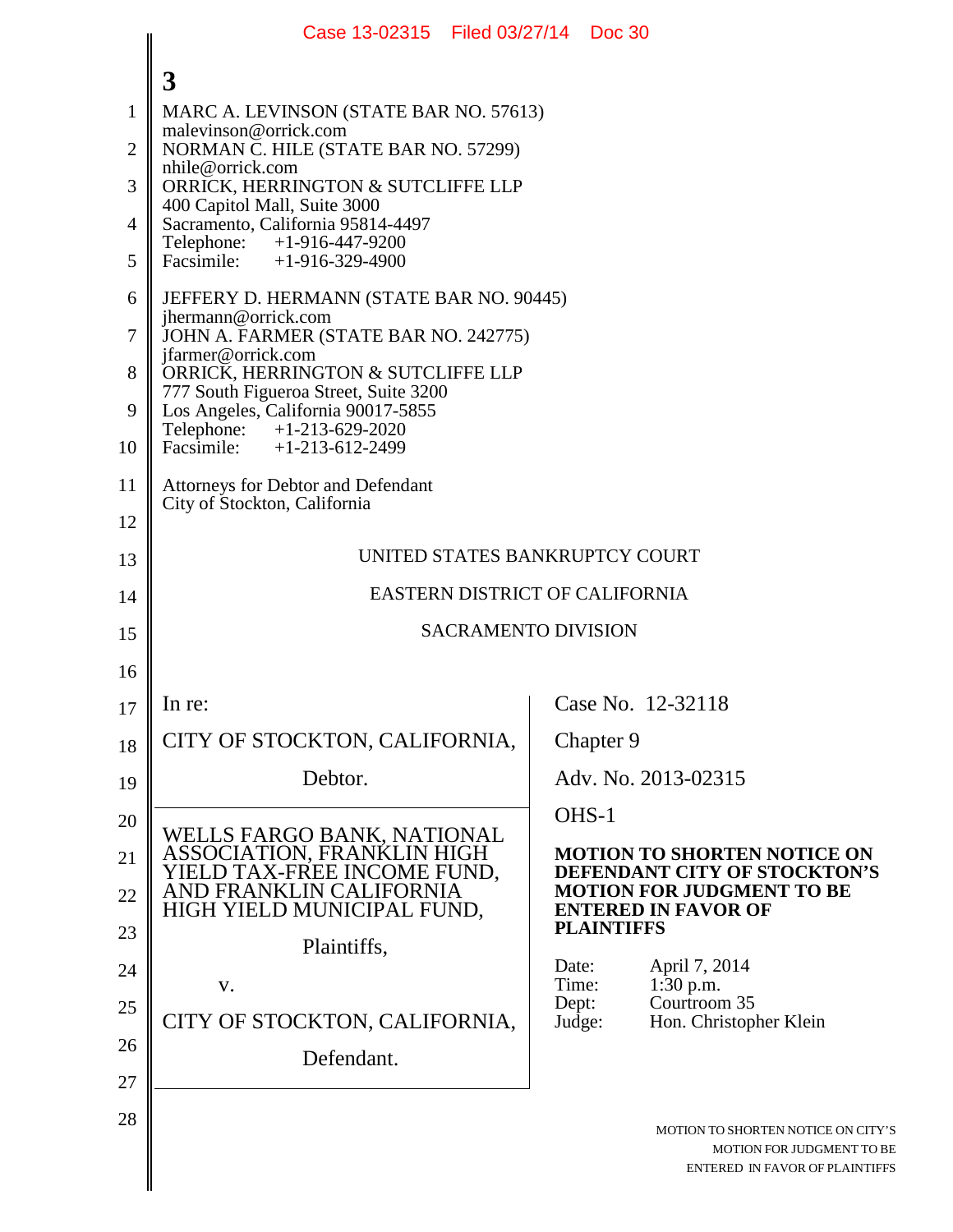Case 13-02315 Filed 03/27/14 Doc 30

**3**

MARC A. LEVINSON (STATE BAR NO. 57613)
malevinson@orrick.com
NORMAN C. HILE (STATE BAR NO. 57299)
nhile@orrick.com
ORRICK, HERRINGTON & SUTCLIFFE LLP
400 Capitol Mall, Suite 3000
Sacramento, California 95814-4497
Telephone: +1-916-447-9200
Facsimile: +1-916-329-4900

JEFFERY D. HERMANN (STATE BAR NO. 90445)
jhermann@orrick.com
JOHN A. FARMER (STATE BAR NO. 242775)
jfarmer@orrick.com
ORRICK, HERRINGTON & SUTCLIFFE LLP
777 South Figueroa Street, Suite 3200
Los Angeles, California 90017-5855
Telephone: +1-213-629-2020
Facsimile: +1-213-612-2499

Attorneys for Debtor and Defendant
City of Stockton, California

UNITED STATES BANKRUPTCY COURT

EASTERN DISTRICT OF CALIFORNIA

SACRAMENTO DIVISION

| | |
|---|---|
| In re:<br><br>CITY OF STOCKTON, CALIFORNIA,<br><br>Debtor. | Case No. 12-32118<br><br>Chapter 9<br><br>Adv. No. 2013-02315 |
| WELLS FARGO BANK, NATIONAL ASSOCIATION, FRANKLIN HIGH YIELD TAX-FREE INCOME FUND, AND FRANKLIN CALIFORNIA HIGH YIELD MUNICIPAL FUND,<br><br>Plaintiffs,<br><br>v.<br><br>CITY OF STOCKTON, CALIFORNIA,<br><br>Defendant. | OHS-1<br><br>**MOTION TO SHORTEN NOTICE ON DEFENDANT CITY OF STOCKTON'S MOTION FOR JUDGMENT TO BE ENTERED IN FAVOR OF PLAINTIFFS**<br><br>Date: April 7, 2014<br>Time: 1:30 p.m.<br>Dept: Courtroom 35<br>Judge: Hon. Christopher Klein |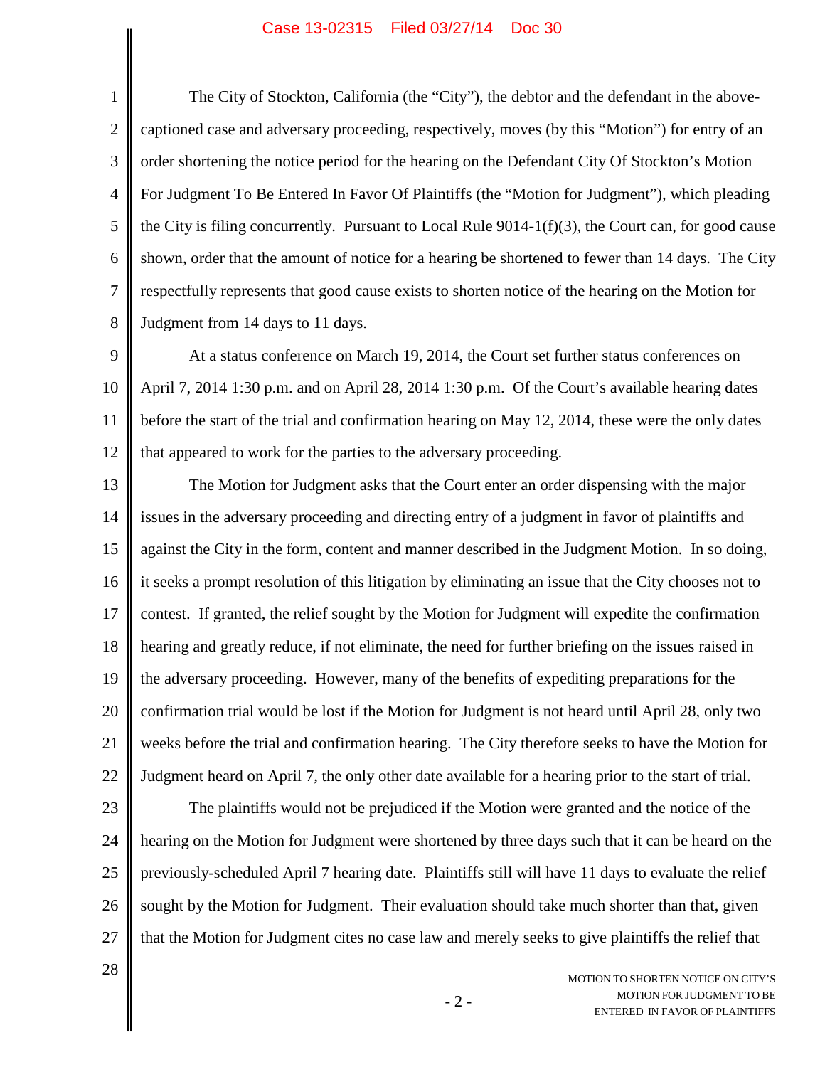The City of Stockton, California (the "City"), the debtor and the defendant in the above-captioned case and adversary proceeding, respectively, moves (by this "Motion") for entry of an order shortening the notice period for the hearing on the Defendant City Of Stockton's Motion For Judgment To Be Entered In Favor Of Plaintiffs (the "Motion for Judgment"), which pleading the City is filing concurrently. Pursuant to Local Rule 9014-1(f)(3), the Court can, for good cause shown, order that the amount of notice for a hearing be shortened to fewer than 14 days. The City respectfully represents that good cause exists to shorten notice of the hearing on the Motion for Judgment from 14 days to 11 days.

At a status conference on March 19, 2014, the Court set further status conferences on April 7, 2014 1:30 p.m. and on April 28, 2014 1:30 p.m. Of the Court's available hearing dates before the start of the trial and confirmation hearing on May 12, 2014, these were the only dates that appeared to work for the parties to the adversary proceeding.

The Motion for Judgment asks that the Court enter an order dispensing with the major issues in the adversary proceeding and directing entry of a judgment in favor of plaintiffs and against the City in the form, content and manner described in the Judgment Motion. In so doing, it seeks a prompt resolution of this litigation by eliminating an issue that the City chooses not to contest. If granted, the relief sought by the Motion for Judgment will expedite the confirmation hearing and greatly reduce, if not eliminate, the need for further briefing on the issues raised in the adversary proceeding. However, many of the benefits of expediting preparations for the confirmation trial would be lost if the Motion for Judgment is not heard until April 28, only two weeks before the trial and confirmation hearing. The City therefore seeks to have the Motion for Judgment heard on April 7, the only other date available for a hearing prior to the start of trial.

The plaintiffs would not be prejudiced if the Motion were granted and the notice of the hearing on the Motion for Judgment were shortened by three days such that it can be heard on the previously-scheduled April 7 hearing date. Plaintiffs still will have 11 days to evaluate the relief sought by the Motion for Judgment. Their evaluation should take much shorter than that, given that the Motion for Judgment cites no case law and merely seeks to give plaintiffs the relief that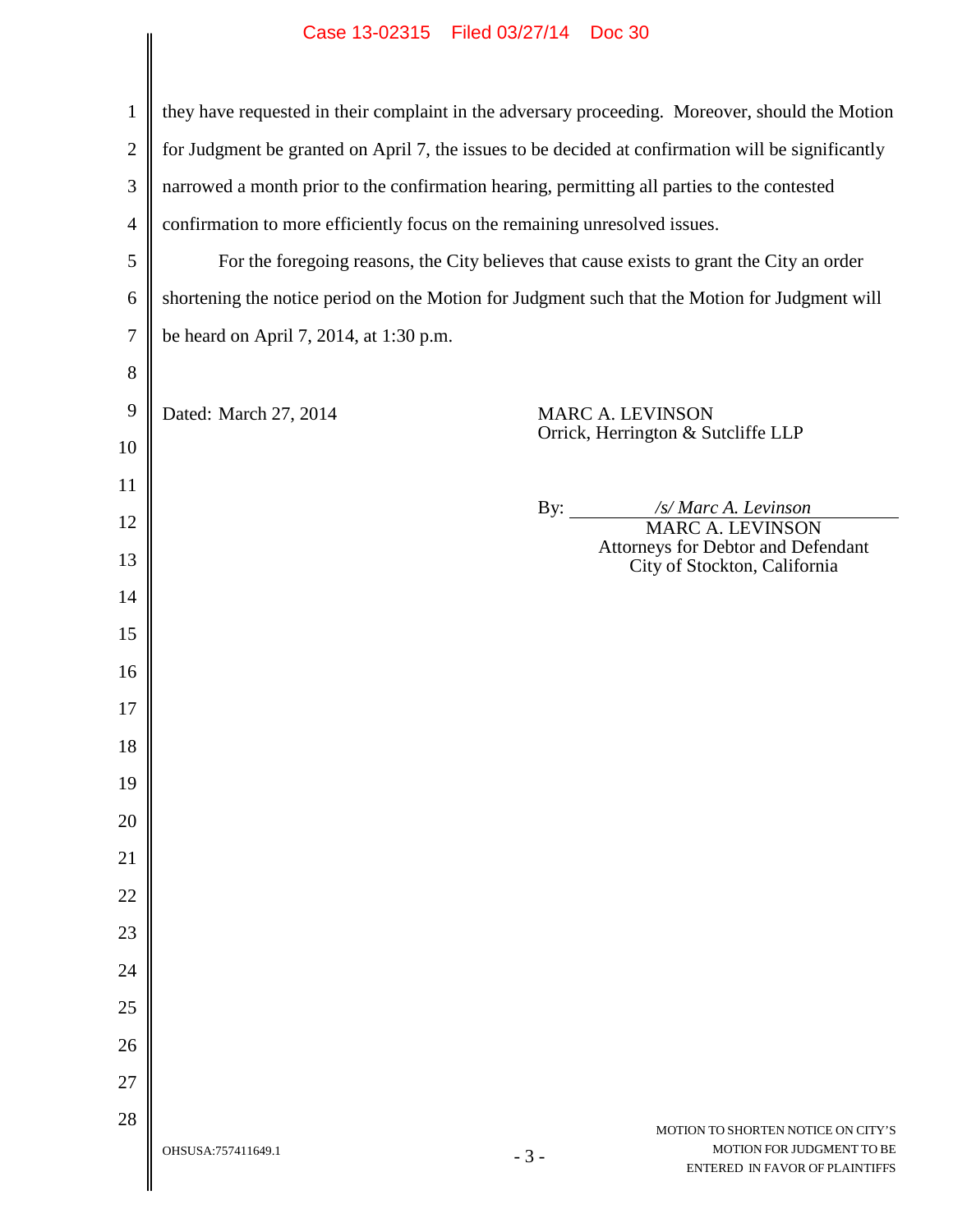they have requested in their complaint in the adversary proceeding. Moreover, should the Motion for Judgment be granted on April 7, the issues to be decided at confirmation will be significantly narrowed a month prior to the confirmation hearing, permitting all parties to the contested confirmation to more efficiently focus on the remaining unresolved issues.

For the foregoing reasons, the City believes that cause exists to grant the City an order shortening the notice period on the Motion for Judgment such that the Motion for Judgment will be heard on April 7, 2014, at 1:30 p.m.

Dated: March 27, 2014

MARC A. LEVINSON
Orrick, Herrington & Sutcliffe LLP

By: */s/ Marc A. Levinson*
MARC A. LEVINSON
Attorneys for Debtor and Defendant
City of Stockton, California